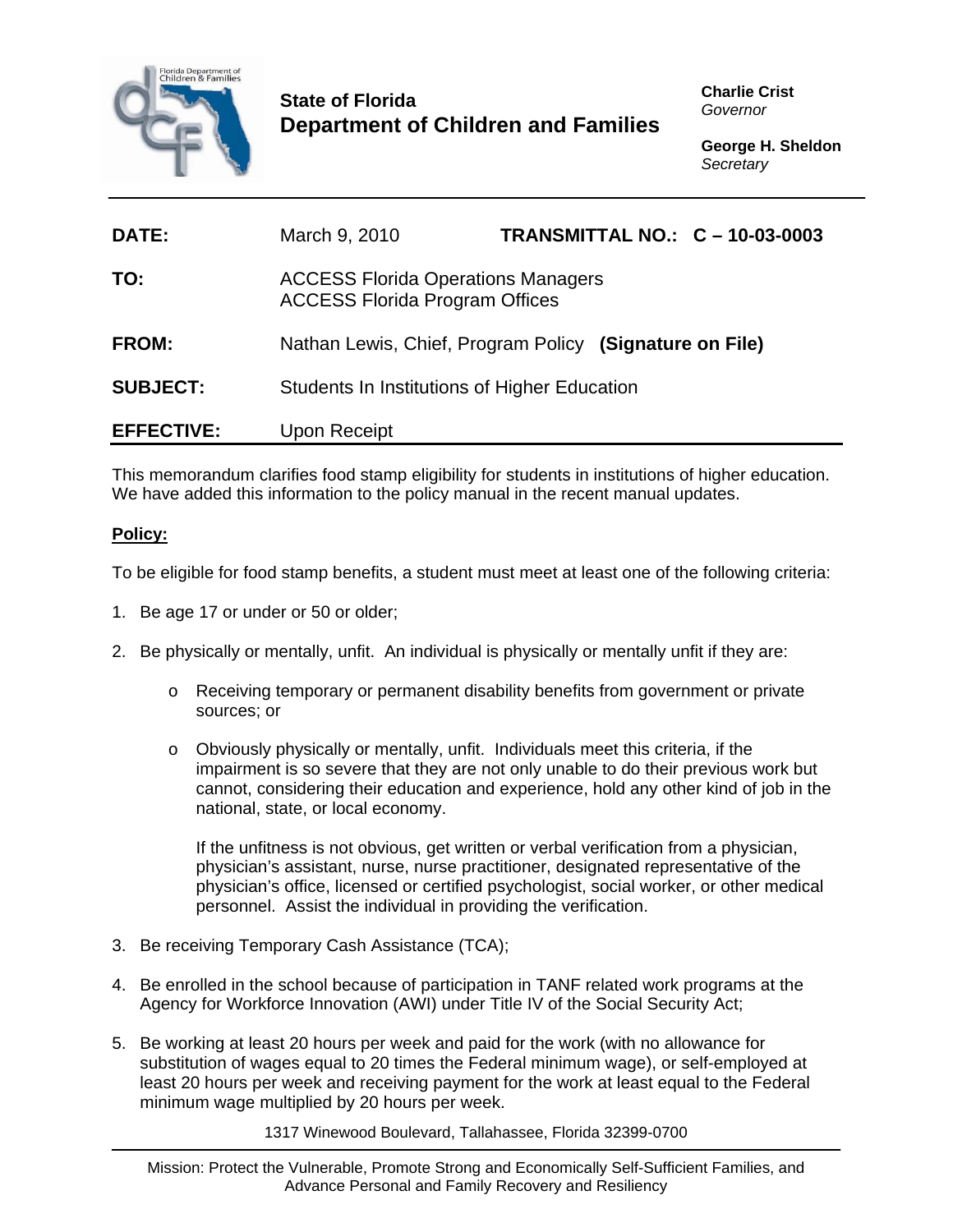**State of Florida**
**Department of Children and Families**

**Charlie Crist**
*Governor*

**George H. Sheldon**
*Secretary*

| | | |
|---|---|---|
| **DATE:** | March 9, 2010 | **TRANSMITTAL NO.: C – 10-03-0003** |
| **TO:** | ACCESS Florida Operations Managers<br>ACCESS Florida Program Offices | |
| **FROM:** | Nathan Lewis, Chief, Program Policy **(Signature on File)** | |
| **SUBJECT:** | Students In Institutions of Higher Education | |
| **EFFECTIVE:** | Upon Receipt | |

This memorandum clarifies food stamp eligibility for students in institutions of higher education. We have added this information to the policy manual in the recent manual updates.

**Policy:**

To be eligible for food stamp benefits, a student must meet at least one of the following criteria:

1. Be age 17 or under or 50 or older;
2. Be physically or mentally, unfit. An individual is physically or mentally unfit if they are:
   - Receiving temporary or permanent disability benefits from government or private sources; or
   - Obviously physically or mentally, unfit. Individuals meet this criteria, if the impairment is so severe that they are not only unable to do their previous work but cannot, considering their education and experience, hold any other kind of job in the national, state, or local economy.

     If the unfitness is not obvious, get written or verbal verification from a physician, physician's assistant, nurse, nurse practitioner, designated representative of the physician's office, licensed or certified psychologist, social worker, or other medical personnel. Assist the individual in providing the verification.
3. Be receiving Temporary Cash Assistance (TCA);
4. Be enrolled in the school because of participation in TANF related work programs at the Agency for Workforce Innovation (AWI) under Title IV of the Social Security Act;
5. Be working at least 20 hours per week and paid for the work (with no allowance for substitution of wages equal to 20 times the Federal minimum wage), or self-employed at least 20 hours per week and receiving payment for the work at least equal to the Federal minimum wage multiplied by 20 hours per week.

1317 Winewood Boulevard, Tallahassee, Florida 32399-0700

Mission: Protect the Vulnerable, Promote Strong and Economically Self-Sufficient Families, and Advance Personal and Family Recovery and Resiliency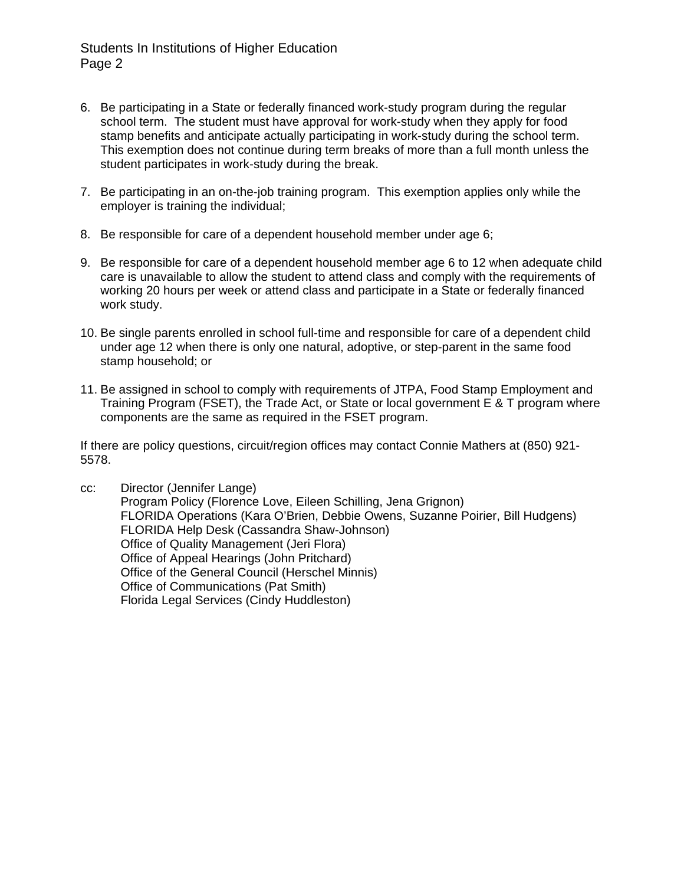6. Be participating in a State or federally financed work-study program during the regular school term. The student must have approval for work-study when they apply for food stamp benefits and anticipate actually participating in work-study during the school term. This exemption does not continue during term breaks of more than a full month unless the student participates in work-study during the break.

7. Be participating in an on-the-job training program. This exemption applies only while the employer is training the individual;

8. Be responsible for care of a dependent household member under age 6;

9. Be responsible for care of a dependent household member age 6 to 12 when adequate child care is unavailable to allow the student to attend class and comply with the requirements of working 20 hours per week or attend class and participate in a State or federally financed work study.

10. Be single parents enrolled in school full-time and responsible for care of a dependent child under age 12 when there is only one natural, adoptive, or step-parent in the same food stamp household; or

11. Be assigned in school to comply with requirements of JTPA, Food Stamp Employment and Training Program (FSET), the Trade Act, or State or local government E & T program where components are the same as required in the FSET program.

If there are policy questions, circuit/region offices may contact Connie Mathers at (850) 921-5578.

cc: Director (Jennifer Lange)
Program Policy (Florence Love, Eileen Schilling, Jena Grignon)
FLORIDA Operations (Kara O'Brien, Debbie Owens, Suzanne Poirier, Bill Hudgens)
FLORIDA Help Desk (Cassandra Shaw-Johnson)
Office of Quality Management (Jeri Flora)
Office of Appeal Hearings (John Pritchard)
Office of the General Council (Herschel Minnis)
Office of Communications (Pat Smith)
Florida Legal Services (Cindy Huddleston)